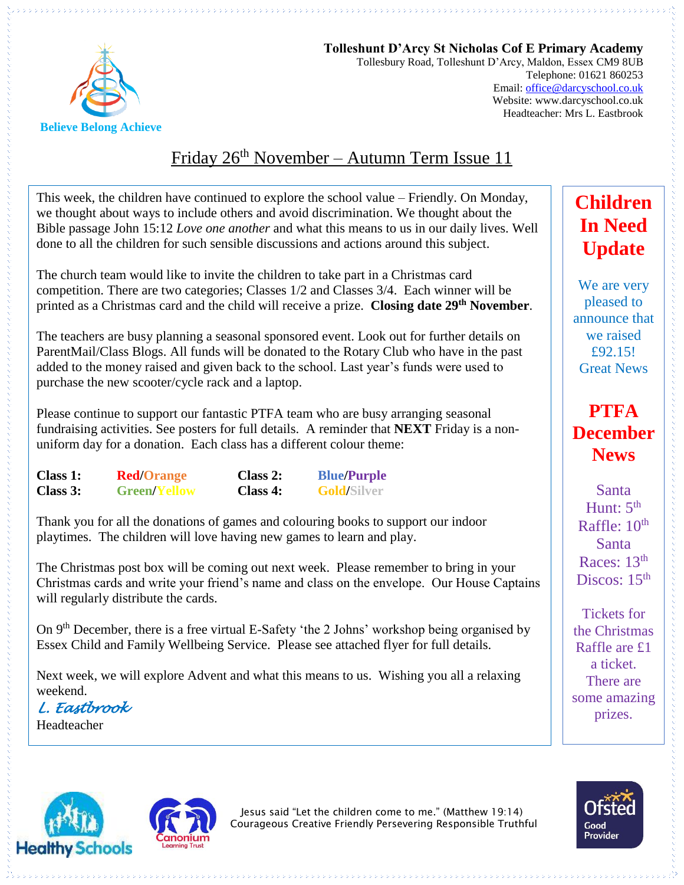**Tolleshunt D'Arcy St Nicholas Cof E Primary Academy**
Tollesbury Road, Tolleshunt D'Arcy, Maldon, Essex CM9 8UB
Telephone: 01621 860253
Email: office@darcyschool.co.uk
Website: www.darcyschool.co.uk
Headteacher: Mrs L. Eastbrook

Believe Belong Achieve

# Friday 26th November – Autumn Term Issue 11

This week, the children have continued to explore the school value – Friendly. On Monday, we thought about ways to include others and avoid discrimination. We thought about the Bible passage John 15:12 *Love one another* and what this means to us in our daily lives. Well done to all the children for such sensible discussions and actions around this subject.

The church team would like to invite the children to take part in a Christmas card competition. There are two categories; Classes 1/2 and Classes 3/4. Each winner will be printed as a Christmas card and the child will receive a prize. **Closing date 29th November**.

The teachers are busy planning a seasonal sponsored event. Look out for further details on ParentMail/Class Blogs. All funds will be donated to the Rotary Club who have in the past added to the money raised and given back to the school. Last year's funds were used to purchase the new scooter/cycle rack and a laptop.

Please continue to support our fantastic PTFA team who are busy arranging seasonal fundraising activities. See posters for full details. A reminder that **NEXT** Friday is a non-uniform day for a donation. Each class has a different colour theme:

| | | | |
|---|---|---|---|
| **Class 1:** | **Red/Orange** | **Class 2:** | **Blue/Purple** |
| **Class 3:** | **Green/Yellow** | **Class 4:** | **Gold/Silver** |

Thank you for all the donations of games and colouring books to support our indoor playtimes. The children will love having new games to learn and play.

The Christmas post box will be coming out next week. Please remember to bring in your Christmas cards and write your friend's name and class on the envelope. Our House Captains will regularly distribute the cards.

On 9th December, there is a free virtual E-Safety 'the 2 Johns' workshop being organised by Essex Child and Family Wellbeing Service. Please see attached flyer for full details.

Next week, we will explore Advent and what this means to us. Wishing you all a relaxing weekend.

*L. Eastbrook*
Headteacher

## Children In Need Update

We are very pleased to announce that we raised £92.15! Great News

## PTFA December News

Santa Hunt: 5th
Raffle: 10th
Santa Races: 13th
Discos: 15th

Tickets for the Christmas Raffle are £1 a ticket. There are some amazing prizes.

Jesus said "Let the children come to me." (Matthew 19:14)
Courageous Creative Friendly Persevering Responsible Truthful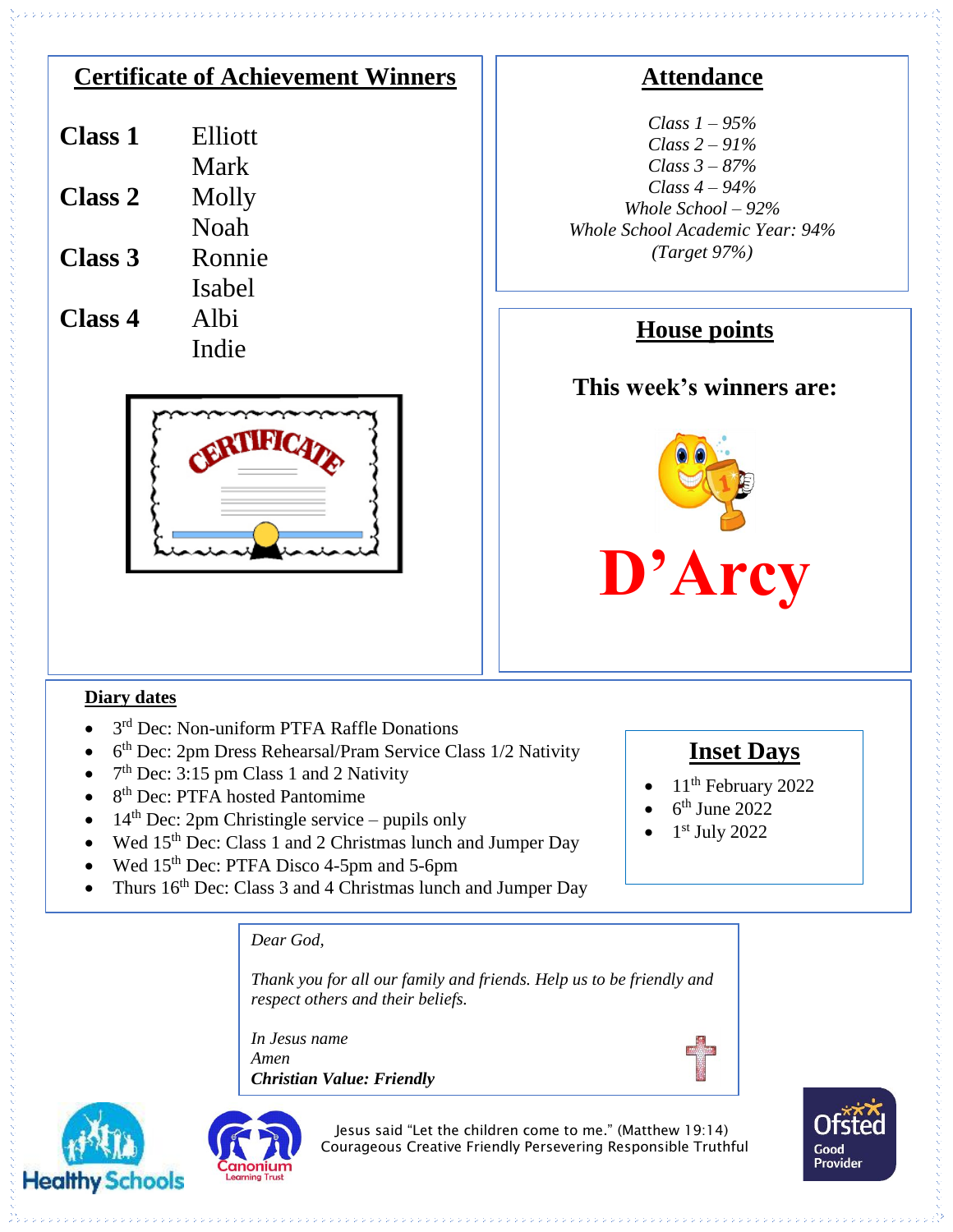## Certificate of Achievement Winners

**Class 1** Elliott
Mark

**Class 2** Molly
Noah

**Class 3** Ronnie
Isabel

**Class 4** Albi
Indie

## Attendance

*Class 1 – 95%*
*Class 2 – 91%*
*Class 3 – 87%*
*Class 4 – 94%*
*Whole School – 92%*
*Whole School Academic Year: 94%*
*(Target 97%)*

## House points

**This week's winners are:**

**D'Arcy**

### Diary dates

- 3rd Dec: Non-uniform PTFA Raffle Donations
- 6th Dec: 2pm Dress Rehearsal/Pram Service Class 1/2 Nativity
- 7th Dec: 3:15 pm Class 1 and 2 Nativity
- 8th Dec: PTFA hosted Pantomime
- 14th Dec: 2pm Christingle service – pupils only
- Wed 15th Dec: Class 1 and 2 Christmas lunch and Jumper Day
- Wed 15th Dec: PTFA Disco 4-5pm and 5-6pm
- Thurs 16th Dec: Class 3 and 4 Christmas lunch and Jumper Day

### Inset Days

- 11th February 2022
- 6th June 2022
- 1st July 2022

*Dear God,*

*Thank you for all our family and friends. Help us to be friendly and respect others and their beliefs.*

*In Jesus name*
*Amen*
***Christian Value: Friendly***

Jesus said "Let the children come to me." (Matthew 19:14)
Courageous Creative Friendly Persevering Responsible Truthful

Healthy Schools

Canonium Learning Trust

Ofsted Good Provider